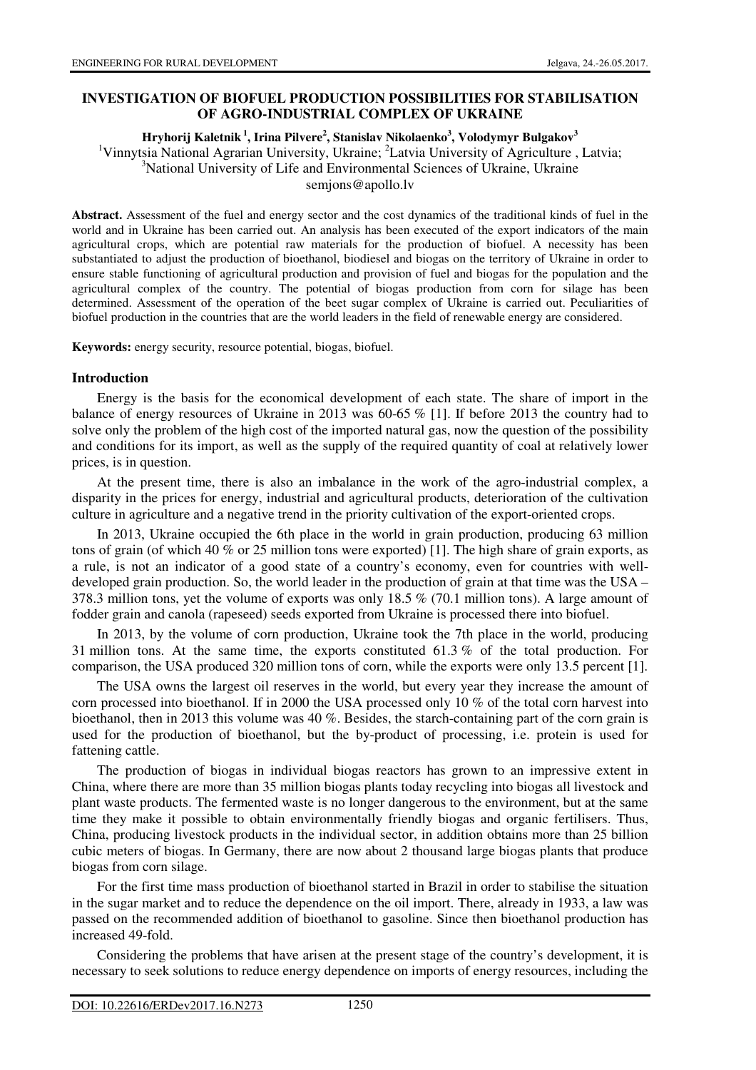# INVESTIGATION OF BIOFUEL PRODUCTION POSSIBILITIES FOR STABILISATION OF AGRO-INDUSTRIAL COMPLEX OF UKRAINE

**Hryhorij Kaletnik [1], Irina Pilvere [2], Stanislav Nikolaenko [3], Volodymyr Bulgakov [3]**

[1]Vinnytsia National Agrarian University, Ukraine; [2]Latvia University of Agriculture , Latvia; [3]National University of Life and Environmental Sciences of Ukraine, Ukraine

semjons@apollo.lv

**Abstract.** Assessment of the fuel and energy sector and the cost dynamics of the traditional kinds of fuel in the world and in Ukraine has been carried out. An analysis has been executed of the export indicators of the main agricultural crops, which are potential raw materials for the production of biofuel. A necessity has been substantiated to adjust the production of bioethanol, biodiesel and biogas on the territory of Ukraine in order to ensure stable functioning of agricultural production and provision of fuel and biogas for the population and the agricultural complex of the country. The potential of biogas production from corn for silage has been determined. Assessment of the operation of the beet sugar complex of Ukraine is carried out. Peculiarities of biofuel production in the countries that are the world leaders in the field of renewable energy are considered.

**Keywords:** energy security, resource potential, biogas, biofuel.

## Introduction

Energy is the basis for the economical development of each state. The share of import in the balance of energy resources of Ukraine in 2013 was 60-65 % [1]. If before 2013 the country had to solve only the problem of the high cost of the imported natural gas, now the question of the possibility and conditions for its import, as well as the supply of the required quantity of coal at relatively lower prices, is in question.

At the present time, there is also an imbalance in the work of the agro-industrial complex, a disparity in the prices for energy, industrial and agricultural products, deterioration of the cultivation culture in agriculture and a negative trend in the priority cultivation of the export-oriented crops.

In 2013, Ukraine occupied the 6th place in the world in grain production, producing 63 million tons of grain (of which 40 % or 25 million tons were exported) [1]. The high share of grain exports, as a rule, is not an indicator of a good state of a country's economy, even for countries with well-developed grain production. So, the world leader in the production of grain at that time was the USA – 378.3 million tons, yet the volume of exports was only 18.5 % (70.1 million tons). A large amount of fodder grain and canola (rapeseed) seeds exported from Ukraine is processed there into biofuel.

In 2013, by the volume of corn production, Ukraine took the 7th place in the world, producing 31 million tons. At the same time, the exports constituted 61.3 % of the total production. For comparison, the USA produced 320 million tons of corn, while the exports were only 13.5 percent [1].

The USA owns the largest oil reserves in the world, but every year they increase the amount of corn processed into bioethanol. If in 2000 the USA processed only 10 % of the total corn harvest into bioethanol, then in 2013 this volume was 40 %. Besides, the starch-containing part of the corn grain is used for the production of bioethanol, but the by-product of processing, i.e. protein is used for fattening cattle.

The production of biogas in individual biogas reactors has grown to an impressive extent in China, where there are more than 35 million biogas plants today recycling into biogas all livestock and plant waste products. The fermented waste is no longer dangerous to the environment, but at the same time they make it possible to obtain environmentally friendly biogas and organic fertilisers. Thus, China, producing livestock products in the individual sector, in addition obtains more than 25 billion cubic meters of biogas. In Germany, there are now about 2 thousand large biogas plants that produce biogas from corn silage.

For the first time mass production of bioethanol started in Brazil in order to stabilise the situation in the sugar market and to reduce the dependence on the oil import. There, already in 1933, a law was passed on the recommended addition of bioethanol to gasoline. Since then bioethanol production has increased 49-fold.

Considering the problems that have arisen at the present stage of the country's development, it is necessary to seek solutions to reduce energy dependence on imports of energy resources, including the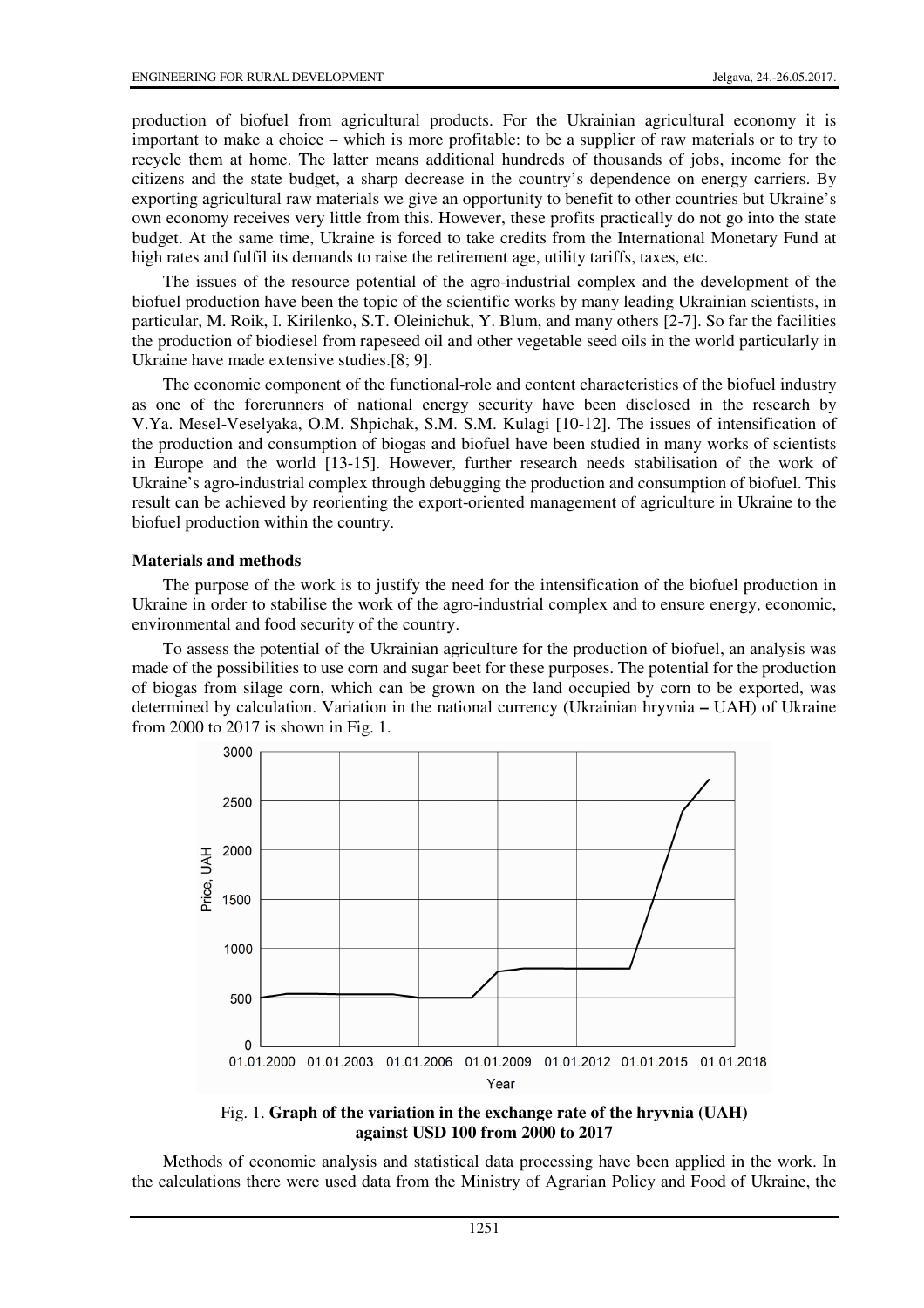production of biofuel from agricultural products. For the Ukrainian agricultural economy it is important to make a choice – which is more profitable: to be a supplier of raw materials or to try to recycle them at home. The latter means additional hundreds of thousands of jobs, income for the citizens and the state budget, a sharp decrease in the country's dependence on energy carriers. By exporting agricultural raw materials we give an opportunity to benefit to other countries but Ukraine's own economy receives very little from this. However, these profits practically do not go into the state budget. At the same time, Ukraine is forced to take credits from the International Monetary Fund at high rates and fulfil its demands to raise the retirement age, utility tariffs, taxes, etc.

The issues of the resource potential of the agro-industrial complex and the development of the biofuel production have been the topic of the scientific works by many leading Ukrainian scientists, in particular, M. Roik, I. Kirilenko, S.T. Oleinichuk, Y. Blum, and many others [2-7]. So far the facilities the production of biodiesel from rapeseed oil and other vegetable seed oils in the world particularly in Ukraine have made extensive studies.[8; 9].

The economic component of the functional-role and content characteristics of the biofuel industry as one of the forerunners of national energy security have been disclosed in the research by V.Ya. Mesel-Veselyaka, O.M. Shpichak, S.M. S.M. Kulagi [10-12]. The issues of intensification of the production and consumption of biogas and biofuel have been studied in many works of scientists in Europe and the world [13-15]. However, further research needs stabilisation of the work of Ukraine's agro-industrial complex through debugging the production and consumption of biofuel. This result can be achieved by reorienting the export-oriented management of agriculture in Ukraine to the biofuel production within the country.

## Materials and methods

The purpose of the work is to justify the need for the intensification of the biofuel production in Ukraine in order to stabilise the work of the agro-industrial complex and to ensure energy, economic, environmental and food security of the country.

To assess the potential of the Ukrainian agriculture for the production of biofuel, an analysis was made of the possibilities to use corn and sugar beet for these purposes. The potential for the production of biogas from silage corn, which can be grown on the land occupied by corn to be exported, was determined by calculation. Variation in the national currency (Ukrainian hryvnia – UAH) of Ukraine from 2000 to 2017 is shown in Fig. 1.

Fig. 1. **Graph of the variation in the exchange rate of the hryvnia (UAH) against USD 100 from 2000 to 2017**

Methods of economic analysis and statistical data processing have been applied in the work. In the calculations there were used data from the Ministry of Agrarian Policy and Food of Ukraine, the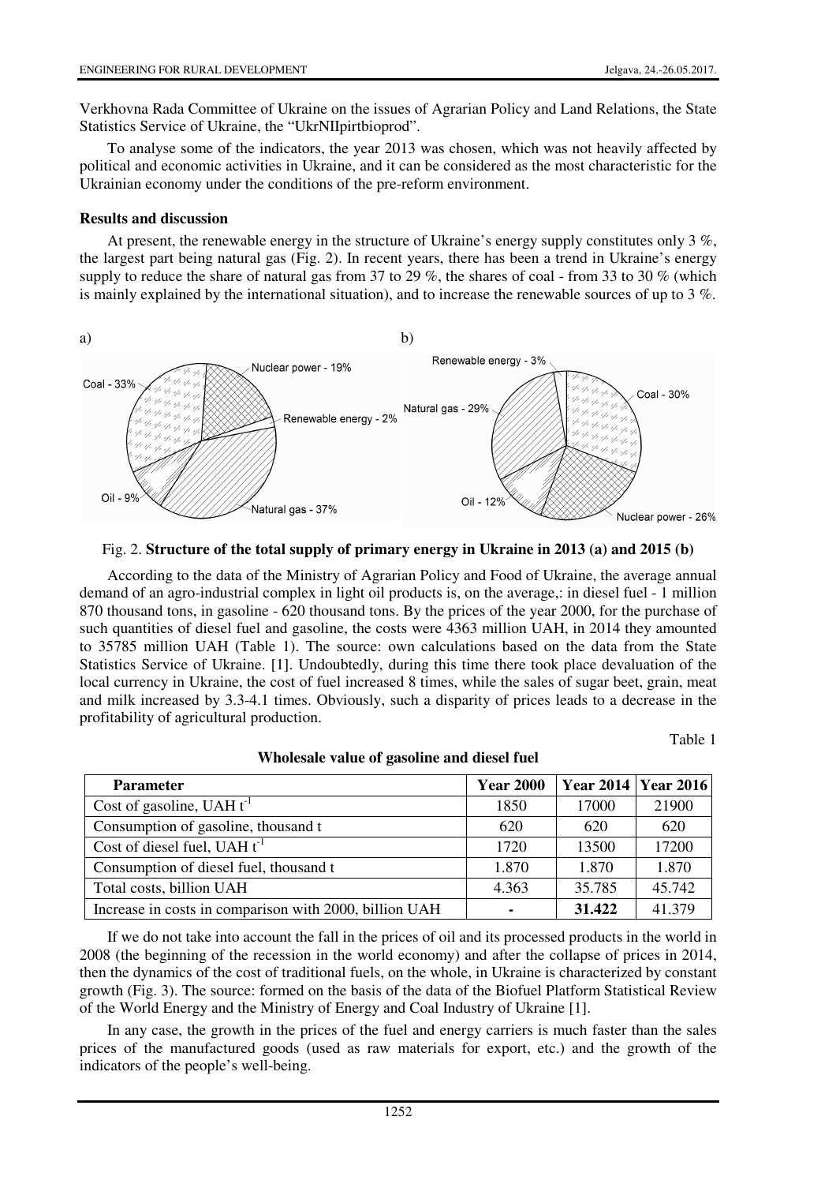Verkhovna Rada Committee of Ukraine on the issues of Agrarian Policy and Land Relations, the State Statistics Service of Ukraine, the "UkrNIIpirtbioprod".

To analyse some of the indicators, the year 2013 was chosen, which was not heavily affected by political and economic activities in Ukraine, and it can be considered as the most characteristic for the Ukrainian economy under the conditions of the pre-reform environment.

**Results and discussion**

At present, the renewable energy in the structure of Ukraine's energy supply constitutes only 3 %, the largest part being natural gas (Fig. 2). In recent years, there has been a trend in Ukraine's energy supply to reduce the share of natural gas from 37 to 29 %, the shares of coal - from 33 to 30 % (which is mainly explained by the international situation), and to increase the renewable sources of up to 3 %.

a) Coal - 33%; Nuclear power - 19%; Renewable energy - 2%; Natural gas - 37%; Oil - 9%

b) Renewable energy - 3%; Coal - 30%; Natural gas - 29%; Oil - 12%; Nuclear power - 26%

Fig. 2. **Structure of the total supply of primary energy in Ukraine in 2013 (a) and 2015 (b)**

According to the data of the Ministry of Agrarian Policy and Food of Ukraine, the average annual demand of an agro-industrial complex in light oil products is, on the average,: in diesel fuel - 1 million 870 thousand tons, in gasoline - 620 thousand tons. By the prices of the year 2000, for the purchase of such quantities of diesel fuel and gasoline, the costs were 4363 million UAH, in 2014 they amounted to 35785 million UAH (Table 1). The source: own calculations based on the data from the State Statistics Service of Ukraine. [1]. Undoubtedly, during this time there took place devaluation of the local currency in Ukraine, the cost of fuel increased 8 times, while the sales of sugar beet, grain, meat and milk increased by 3.3-4.1 times. Obviously, such a disparity of prices leads to a decrease in the profitability of agricultural production.

Table 1

**Wholesale value of gasoline and diesel fuel**

| Parameter | Year 2000 | Year 2014 | Year 2016 |
|---|---|---|---|
| Cost of gasoline, UAH $t^{-1}$ | 1850 | 17000 | 21900 |
| Consumption of gasoline, thousand t | 620 | 620 | 620 |
| Cost of diesel fuel, UAH $t^{-1}$ | 1720 | 13500 | 17200 |
| Consumption of diesel fuel, thousand t | 1.870 | 1.870 | 1.870 |
| Total costs, billion UAH | 4.363 | 35.785 | 45.742 |
| Increase in costs in comparison with 2000, billion UAH | - | **31.422** | 41.379 |

If we do not take into account the fall in the prices of oil and its processed products in the world in 2008 (the beginning of the recession in the world economy) and after the collapse of prices in 2014, then the dynamics of the cost of traditional fuels, on the whole, in Ukraine is characterized by constant growth (Fig. 3). The source: formed on the basis of the data of the Biofuel Platform Statistical Review of the World Energy and the Ministry of Energy and Coal Industry of Ukraine [1].

In any case, the growth in the prices of the fuel and energy carriers is much faster than the sales prices of the manufactured goods (used as raw materials for export, etc.) and the growth of the indicators of the people's well-being.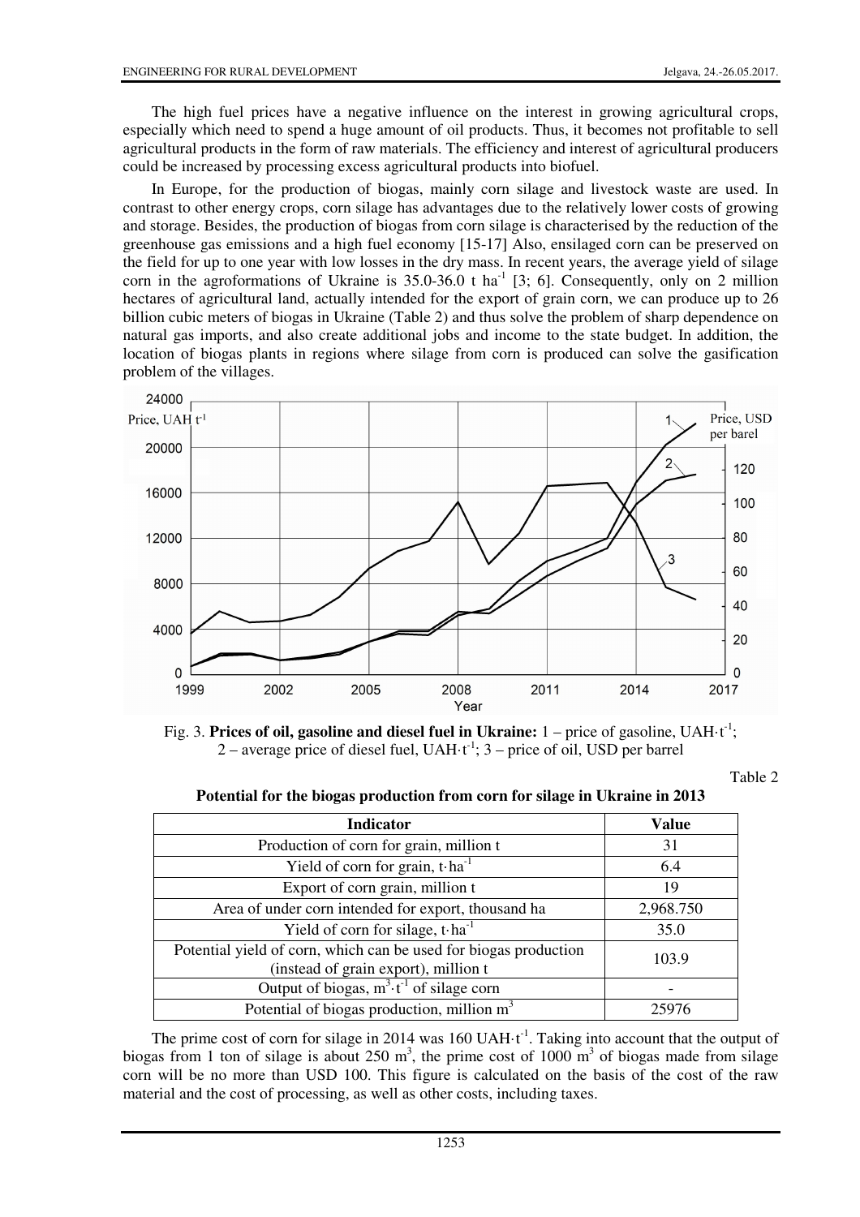The high fuel prices have a negative influence on the interest in growing agricultural crops, especially which need to spend a huge amount of oil products. Thus, it becomes not profitable to sell agricultural products in the form of raw materials. The efficiency and interest of agricultural producers could be increased by processing excess agricultural products into biofuel.

In Europe, for the production of biogas, mainly corn silage and livestock waste are used. In contrast to other energy crops, corn silage has advantages due to the relatively lower costs of growing and storage. Besides, the production of biogas from corn silage is characterised by the reduction of the greenhouse gas emissions and a high fuel economy [15-17] Also, ensilaged corn can be preserved on the field for up to one year with low losses in the dry mass. In recent years, the average yield of silage corn in the agroformations of Ukraine is 35.0-36.0 t $ha^{-1}$ [3; 6]. Consequently, only on 2 million hectares of agricultural land, actually intended for the export of grain corn, we can produce up to 26 billion cubic meters of biogas in Ukraine (Table 2) and thus solve the problem of sharp dependence on natural gas imports, and also create additional jobs and income to the state budget. In addition, the location of biogas plants in regions where silage from corn is produced can solve the gasification problem of the villages.

Fig. 3. **Prices of oil, gasoline and diesel fuel in Ukraine:** 1 – price of gasoline, UAH·$t^{-1}$; 2 – average price of diesel fuel, UAH·$t^{-1}$; 3 – price of oil, USD per barrel

Table 2

**Potential for the biogas production from corn for silage in Ukraine in 2013**

| Indicator | Value |
|---|---|
| Production of corn for grain, million t | 31 |
| Yield of corn for grain, t·$ha^{-1}$ | 6.4 |
| Export of corn grain, million t | 19 |
| Area of under corn intended for export, thousand ha | 2,968.750 |
| Yield of corn for silage, t·$ha^{-1}$ | 35.0 |
| Potential yield of corn, which can be used for biogas production (instead of grain export), million t | 103.9 |
| Output of biogas, $m^3 \cdot t^{-1}$ of silage corn | - |
| Potential of biogas production, million $m^3$ | 25976 |

The prime cost of corn for silage in 2014 was 160 UAH·$t^{-1}$. Taking into account that the output of biogas from 1 ton of silage is about 250 $m^3$, the prime cost of 1000 $m^3$ of biogas made from silage corn will be no more than USD 100. This figure is calculated on the basis of the cost of the raw material and the cost of processing, as well as other costs, including taxes.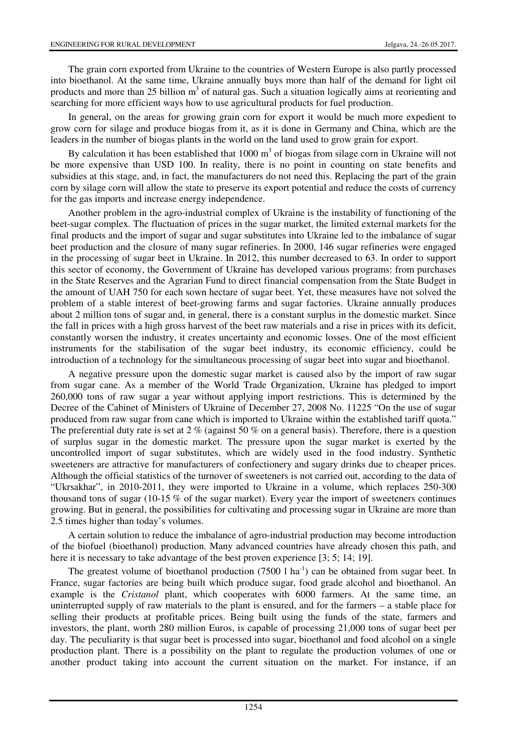The grain corn exported from Ukraine to the countries of Western Europe is also partly processed into bioethanol. At the same time, Ukraine annually buys more than half of the demand for light oil products and more than 25 billion $m^3$ of natural gas. Such a situation logically aims at reorienting and searching for more efficient ways how to use agricultural products for fuel production.

In general, on the areas for growing grain corn for export it would be much more expedient to grow corn for silage and produce biogas from it, as it is done in Germany and China, which are the leaders in the number of biogas plants in the world on the land used to grow grain for export.

By calculation it has been established that 1000 $m^3$ of biogas from silage corn in Ukraine will not be more expensive than USD 100. In reality, there is no point in counting on state benefits and subsidies at this stage, and, in fact, the manufacturers do not need this. Replacing the part of the grain corn by silage corn will allow the state to preserve its export potential and reduce the costs of currency for the gas imports and increase energy independence.

Another problem in the agro-industrial complex of Ukraine is the instability of functioning of the beet-sugar complex. The fluctuation of prices in the sugar market, the limited external markets for the final products and the import of sugar and sugar substitutes into Ukraine led to the imbalance of sugar beet production and the closure of many sugar refineries. In 2000, 146 sugar refineries were engaged in the processing of sugar beet in Ukraine. In 2012, this number decreased to 63. In order to support this sector of economy, the Government of Ukraine has developed various programs: from purchases in the State Reserves and the Agrarian Fund to direct financial compensation from the State Budget in the amount of UAH 750 for each sown hectare of sugar beet. Yet, these measures have not solved the problem of a stable interest of beet-growing farms and sugar factories. Ukraine annually produces about 2 million tons of sugar and, in general, there is a constant surplus in the domestic market. Since the fall in prices with a high gross harvest of the beet raw materials and a rise in prices with its deficit, constantly worsen the industry, it creates uncertainty and economic losses. One of the most efficient instruments for the stabilisation of the sugar beet industry, its economic efficiency, could be introduction of a technology for the simultaneous processing of sugar beet into sugar and bioethanol.

A negative pressure upon the domestic sugar market is caused also by the import of raw sugar from sugar cane. As a member of the World Trade Organization, Ukraine has pledged to import 260,000 tons of raw sugar a year without applying import restrictions. This is determined by the Decree of the Cabinet of Ministers of Ukraine of December 27, 2008 No. 11225 "On the use of sugar produced from raw sugar from cane which is imported to Ukraine within the established tariff quota." The preferential duty rate is set at 2 % (against 50 % on a general basis). Therefore, there is a question of surplus sugar in the domestic market. The pressure upon the sugar market is exerted by the uncontrolled import of sugar substitutes, which are widely used in the food industry. Synthetic sweeteners are attractive for manufacturers of confectionery and sugary drinks due to cheaper prices. Although the official statistics of the turnover of sweeteners is not carried out, according to the data of "Ukrsakhar", in 2010-2011, they were imported to Ukraine in a volume, which replaces 250-300 thousand tons of sugar (10-15 % of the sugar market). Every year the import of sweeteners continues growing. But in general, the possibilities for cultivating and processing sugar in Ukraine are more than 2.5 times higher than today's volumes.

A certain solution to reduce the imbalance of agro-industrial production may become introduction of the biofuel (bioethanol) production. Many advanced countries have already chosen this path, and here it is necessary to take advantage of the best proven experience [3; 5; 14; 19].

The greatest volume of bioethanol production (7500 l $ha^{-1}$) can be obtained from sugar beet. In France, sugar factories are being built which produce sugar, food grade alcohol and bioethanol. An example is the *Cristanol* plant, which cooperates with 6000 farmers. At the same time, an uninterrupted supply of raw materials to the plant is ensured, and for the farmers – a stable place for selling their products at profitable prices. Being built using the funds of the state, farmers and investors, the plant, worth 280 million Euros, is capable of processing 21,000 tons of sugar beet per day. The peculiarity is that sugar beet is processed into sugar, bioethanol and food alcohol on a single production plant. There is a possibility on the plant to regulate the production volumes of one or another product taking into account the current situation on the market. For instance, if an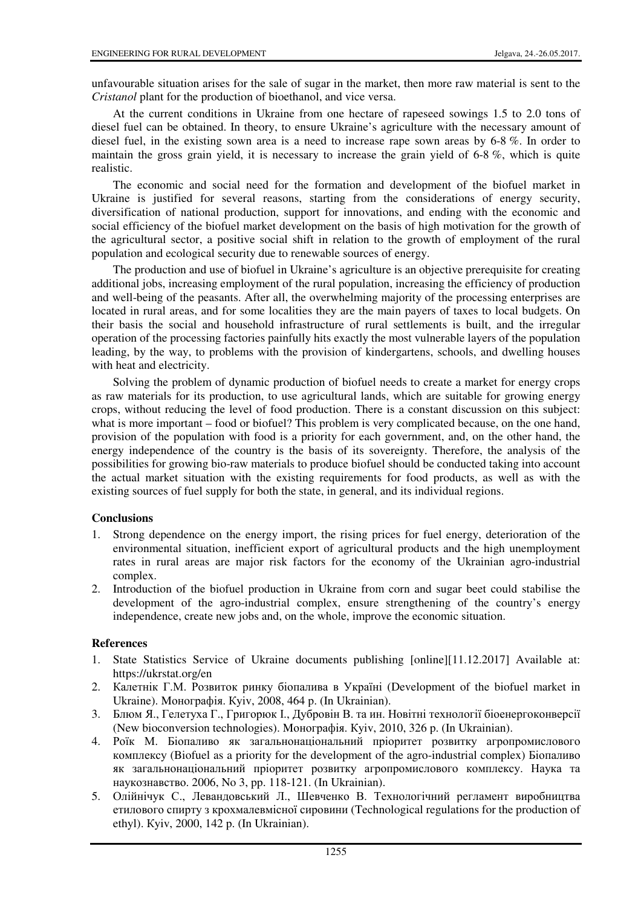unfavourable situation arises for the sale of sugar in the market, then more raw material is sent to the *Cristanol* plant for the production of bioethanol, and vice versa.

At the current conditions in Ukraine from one hectare of rapeseed sowings 1.5 to 2.0 tons of diesel fuel can be obtained. In theory, to ensure Ukraine's agriculture with the necessary amount of diesel fuel, in the existing sown area is a need to increase rape sown areas by 6-8 %. In order to maintain the gross grain yield, it is necessary to increase the grain yield of 6-8 %, which is quite realistic.

The economic and social need for the formation and development of the biofuel market in Ukraine is justified for several reasons, starting from the considerations of energy security, diversification of national production, support for innovations, and ending with the economic and social efficiency of the biofuel market development on the basis of high motivation for the growth of the agricultural sector, a positive social shift in relation to the growth of employment of the rural population and ecological security due to renewable sources of energy.

The production and use of biofuel in Ukraine's agriculture is an objective prerequisite for creating additional jobs, increasing employment of the rural population, increasing the efficiency of production and well-being of the peasants. After all, the overwhelming majority of the processing enterprises are located in rural areas, and for some localities they are the main payers of taxes to local budgets. On their basis the social and household infrastructure of rural settlements is built, and the irregular operation of the processing factories painfully hits exactly the most vulnerable layers of the population leading, by the way, to problems with the provision of kindergartens, schools, and dwelling houses with heat and electricity.

Solving the problem of dynamic production of biofuel needs to create a market for energy crops as raw materials for its production, to use agricultural lands, which are suitable for growing energy crops, without reducing the level of food production. There is a constant discussion on this subject: what is more important – food or biofuel? This problem is very complicated because, on the one hand, provision of the population with food is a priority for each government, and, on the other hand, the energy independence of the country is the basis of its sovereignty. Therefore, the analysis of the possibilities for growing bio-raw materials to produce biofuel should be conducted taking into account the actual market situation with the existing requirements for food products, as well as with the existing sources of fuel supply for both the state, in general, and its individual regions.

## Conclusions

1. Strong dependence on the energy import, the rising prices for fuel energy, deterioration of the environmental situation, inefficient export of agricultural products and the high unemployment rates in rural areas are major risk factors for the economy of the Ukrainian agro-industrial complex.
2. Introduction of the biofuel production in Ukraine from corn and sugar beet could stabilise the development of the agro-industrial complex, ensure strengthening of the country's energy independence, create new jobs and, on the whole, improve the economic situation.

## References

1. State Statistics Service of Ukraine documents publishing [online][11.12.2017] Available at: https://ukrstat.org/en
2. Калетнік Г.М. Розвиток ринку біопалива в Україні (Development of the biofuel market in Ukraine). Монографія. Kyiv, 2008, 464 p. (In Ukrainian).
3. Блюм Я., Гелетуха Г., Григорюк І., Дубровін В. та ин. Новітні технології біоенергоконверсії (New bioconversion technologies). Монографія. Kyiv, 2010, 326 p. (In Ukrainian).
4. Роїк М. Біопаливо як загальнонаціональний пріоритет розвитку агропромислового комплексу (Biofuel as a priority for the development of the agro-industrial complex) Біопаливо як загальнонаціональний пріоритет розвитку агропромислового комплексу. Наука та наукознавство. 2006, No 3, pp. 118-121. (In Ukrainian).
5. Олійнічук С., Левандовський Л., Шевченко В. Технологічний регламент виробництва етилового спирту з крохмалевмісної сировини (Technological regulations for the production of ethyl). Kyiv, 2000, 142 p. (In Ukrainian).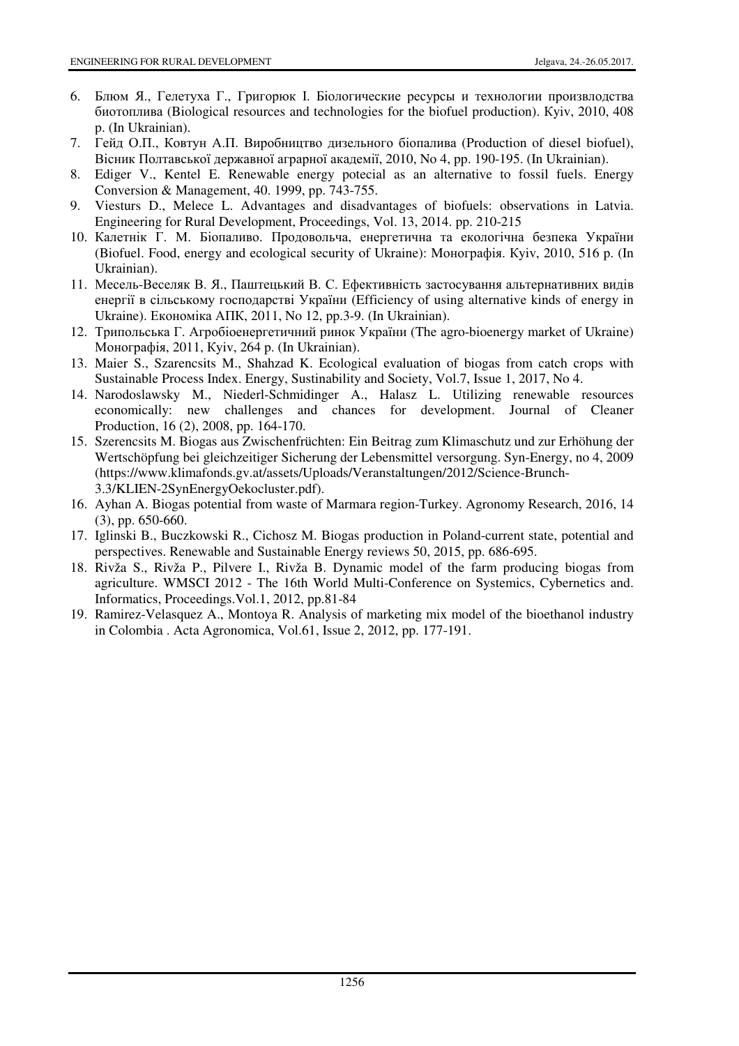6. Блюм Я., Гелетуха Г., Григорюк І. Біологические ресурсы и технологии произвлодства биотоплива (Biological resources and technologies for the biofuel production). Kyiv, 2010, 408 p. (In Ukrainian).
7. Гейд О.П., Ковтун А.П. Виробництво дизельного біопалива (Production of diesel biofuel), Вісник Полтавської державної аграрної академії, 2010, No 4, pp. 190-195. (In Ukrainian).
8. Ediger V., Kentel E. Renewable energy potecial as an alternative to fossil fuels. Energy Conversion & Management, 40. 1999, pp. 743-755.
9. Viesturs D., Melece L. Advantages and disadvantages of biofuels: observations in Latvia. Engineering for Rural Development, Proceedings, Vol. 13, 2014. pp. 210-215
10. Калетнік Г. М. Біопаливо. Продовольча, енергетична та екологічна безпека України (Biofuel. Food, energy and ecological security of Ukraine): Монографія. Kyiv, 2010, 516 p. (In Ukrainian).
11. Месель-Веселяк В. Я., Паштецький В. С. Ефективність застосування альтернативних видів енергії в сільському господарстві України (Efficiency of using alternative kinds of energy in Ukraine). Економіка АПК, 2011, No 12, pp.3-9. (In Ukrainian).
12. Трипольська Г. Агробіоенергетичний ринок України (The agro-bioenergy market of Ukraine) Монографія, 2011, Kyiv, 264 p. (In Ukrainian).
13. Maier S., Szarencsits M., Shahzad K. Ecological evaluation of biogas from catch crops with Sustainable Process Index. Energy, Sustinability and Society, Vol.7, Issue 1, 2017, No 4.
14. Narodoslawsky M., Niederl-Schmidinger A., Halasz L. Utilizing renewable resources economically: new challenges and chances for development. Journal of Cleaner Production, 16 (2), 2008, pp. 164-170.
15. Szerencsits M. Biogas aus Zwischenfrüchten: Ein Beitrag zum Klimaschutz und zur Erhöhung der Wertschöpfung bei gleichzeitiger Sicherung der Lebensmittel versorgung. Syn-Energy, no 4, 2009 (https://www.klimafonds.gv.at/assets/Uploads/Veranstaltungen/2012/Science-Brunch-3.3/KLIEN-2SynEnergyOekocluster.pdf).
16. Ayhan A. Biogas potential from waste of Marmara region-Turkey. Agronomy Research, 2016, 14 (3), pp. 650-660.
17. Iglinski B., Buczkowski R., Cichosz M. Biogas production in Poland-current state, potential and perspectives. Renewable and Sustainable Energy reviews 50, 2015, pp. 686-695.
18. Rivža S., Rivža P., Pilvere I., Rivža B. Dynamic model of the farm producing biogas from agriculture. WMSCI 2012 - The 16th World Multi-Conference on Systemics, Cybernetics and. Informatics, Proceedings.Vol.1, 2012, pp.81-84
19. Ramirez-Velasquez A., Montoya R. Analysis of marketing mix model of the bioethanol industry in Colombia . Acta Agronomica, Vol.61, Issue 2, 2012, pp. 177-191.